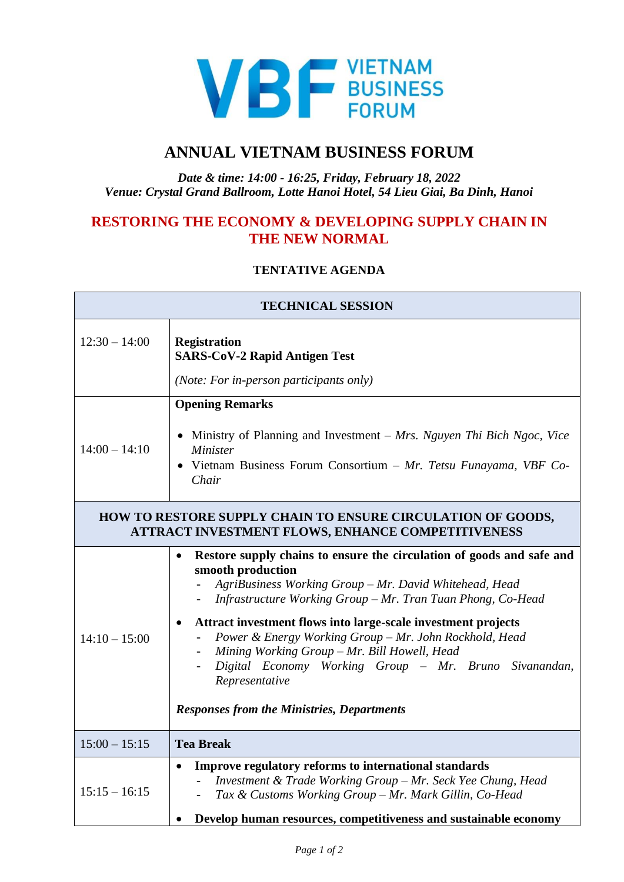VIETNAM BUSINESS FORUM

# ANNUAL VIETNAM BUSINESS FORUM

***Date & time: 14:00 - 16:25, Friday, February 18, 2022***
***Venue: Crystal Grand Ballroom, Lotte Hanoi Hotel, 54 Lieu Giai, Ba Dinh, Hanoi***

## RESTORING THE ECONOMY & DEVELOPING SUPPLY CHAIN IN THE NEW NORMAL

### TENTATIVE AGENDA

| TECHNICAL SESSION | |
|---|---|
| 12:30 – 14:00 | **Registration**<br>**SARS-CoV-2 Rapid Antigen Test**<br>*(Note: For in-person participants only)* |
| 14:00 – 14:10 | **Opening Remarks**<br>• Ministry of Planning and Investment – *Mrs. Nguyen Thi Bich Ngoc, Vice Minister*<br>• Vietnam Business Forum Consortium – *Mr. Tetsu Funayama, VBF Co-Chair* |
| **HOW TO RESTORE SUPPLY CHAIN TO ENSURE CIRCULATION OF GOODS, ATTRACT INVESTMENT FLOWS, ENHANCE COMPETITIVENESS** | |
| 14:10 – 15:00 | • **Restore supply chains to ensure the circulation of goods and safe and smooth production**<br>- *AgriBusiness Working Group – Mr. David Whitehead, Head*<br>- *Infrastructure Working Group – Mr. Tran Tuan Phong, Co-Head*<br>• **Attract investment flows into large-scale investment projects**<br>- *Power & Energy Working Group – Mr. John Rockhold, Head*<br>- *Mining Working Group – Mr. Bill Howell, Head*<br>- *Digital Economy Working Group – Mr. Bruno Sivanandan, Representative*<br>***Responses from the Ministries, Departments*** |
| 15:00 – 15:15 | **Tea Break** |
| 15:15 – 16:15 | • **Improve regulatory reforms to international standards**<br>- *Investment & Trade Working Group – Mr. Seck Yee Chung, Head*<br>- *Tax & Customs Working Group – Mr. Mark Gillin, Co-Head*<br>• **Develop human resources, competitiveness and sustainable economy** |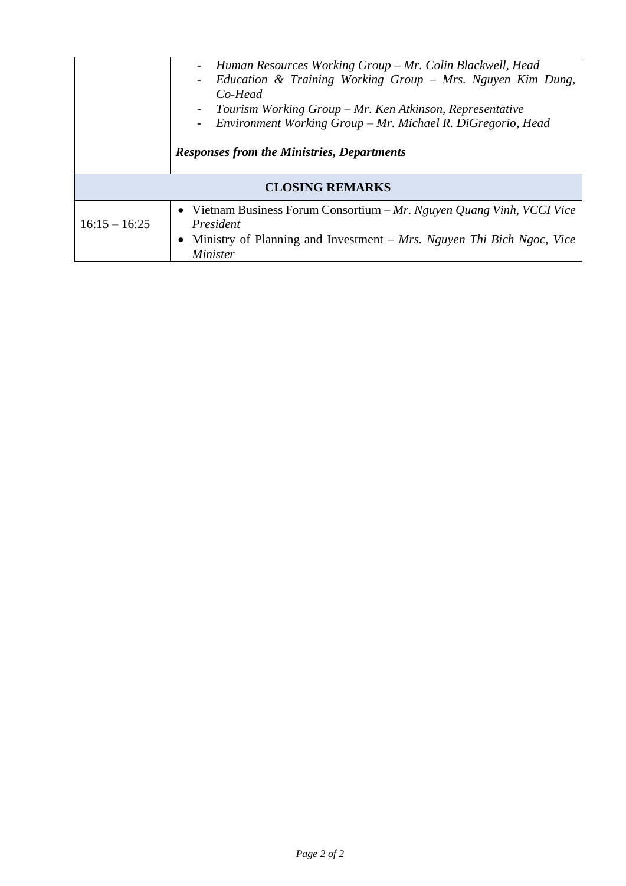| | |
|---|---|
| | - *Human Resources Working Group – Mr. Colin Blackwell, Head*<br>- *Education & Training Working Group – Mrs. Nguyen Kim Dung, Co-Head*<br>- *Tourism Working Group – Mr. Ken Atkinson, Representative*<br>- *Environment Working Group – Mr. Michael R. DiGregorio, Head*<br><br>***Responses from the Ministries, Departments*** |
| **CLOSING REMARKS** | |
| 16:15 – 16:25 | • Vietnam Business Forum Consortium – *Mr. Nguyen Quang Vinh, VCCI Vice President*<br>• Ministry of Planning and Investment – *Mrs. Nguyen Thi Bich Ngoc, Vice Minister* |